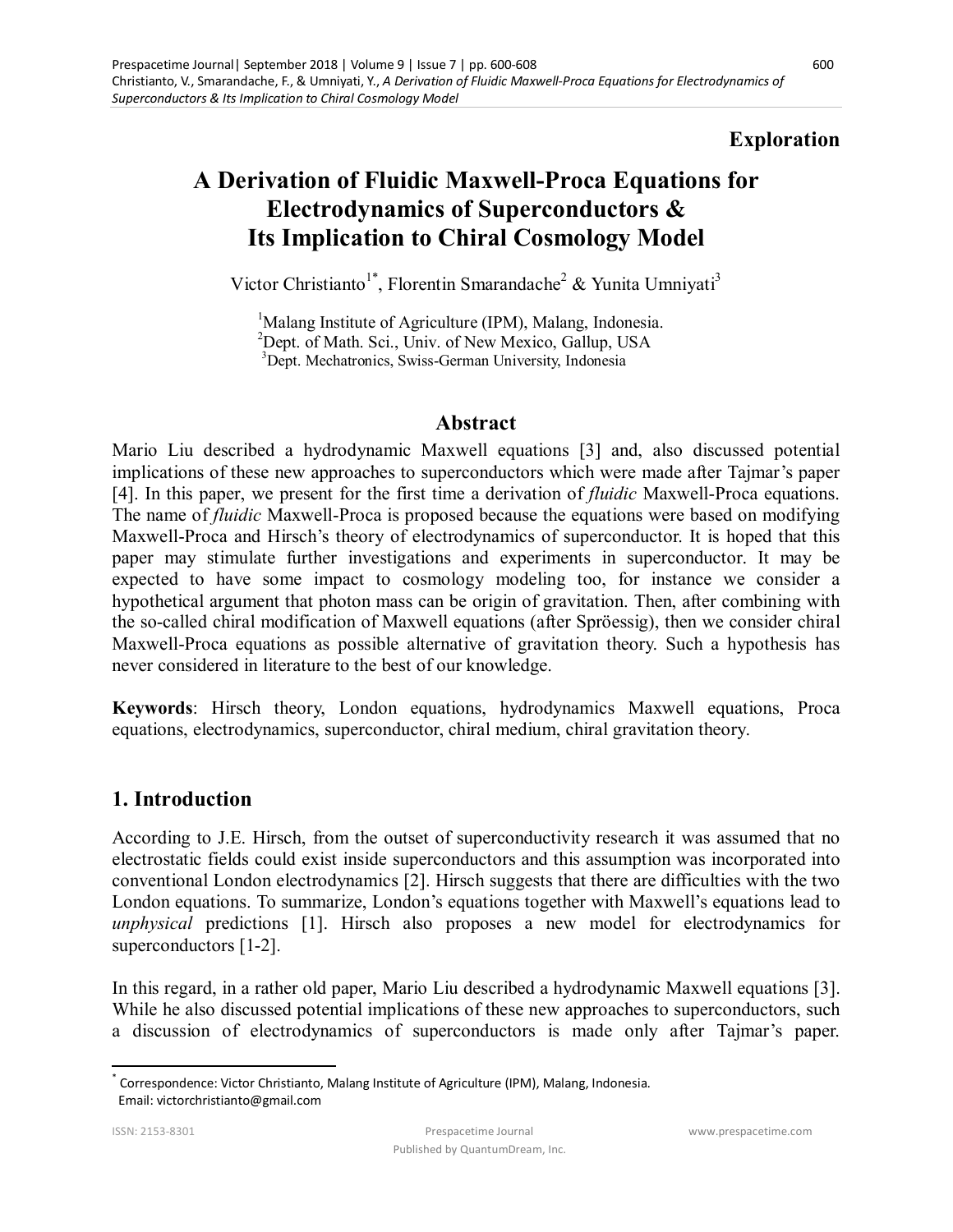**Exploration**

# A Derivation of Fluidic Maxwell-Proca Equations for Electrodynamics of Superconductors & Its Implication to Chiral Cosmology Model

Victor Christianto[1*], Florentin Smarandache[2] & Yunita Umniyati[3]

[1]Malang Institute of Agriculture (IPM), Malang, Indonesia.
[2]Dept. of Math. Sci., Univ. of New Mexico, Gallup, USA
[3]Dept. Mechatronics, Swiss-German University, Indonesia

## Abstract

Mario Liu described a hydrodynamic Maxwell equations [3] and, also discussed potential implications of these new approaches to superconductors which were made after Tajmar's paper [4]. In this paper, we present for the first time a derivation of *fluidic* Maxwell-Proca equations. The name of *fluidic* Maxwell-Proca is proposed because the equations were based on modifying Maxwell-Proca and Hirsch's theory of electrodynamics of superconductor. It is hoped that this paper may stimulate further investigations and experiments in superconductor. It may be expected to have some impact to cosmology modeling too, for instance we consider a hypothetical argument that photon mass can be origin of gravitation. Then, after combining with the so-called chiral modification of Maxwell equations (after Spröessig), then we consider chiral Maxwell-Proca equations as possible alternative of gravitation theory. Such a hypothesis has never considered in literature to the best of our knowledge.

**Keywords**: Hirsch theory, London equations, hydrodynamics Maxwell equations, Proca equations, electrodynamics, superconductor, chiral medium, chiral gravitation theory.

## 1. Introduction

According to J.E. Hirsch, from the outset of superconductivity research it was assumed that no electrostatic fields could exist inside superconductors and this assumption was incorporated into conventional London electrodynamics [2]. Hirsch suggests that there are difficulties with the two London equations. To summarize, London's equations together with Maxwell's equations lead to *unphysical* predictions [1]. Hirsch also proposes a new model for electrodynamics for superconductors [1-2].

In this regard, in a rather old paper, Mario Liu described a hydrodynamic Maxwell equations [3]. While he also discussed potential implications of these new approaches to superconductors, such a discussion of electrodynamics of superconductors is made only after Tajmar's paper.

---

* Correspondence: Victor Christianto, Malang Institute of Agriculture (IPM), Malang, Indonesia. Email: victorchristianto@gmail.com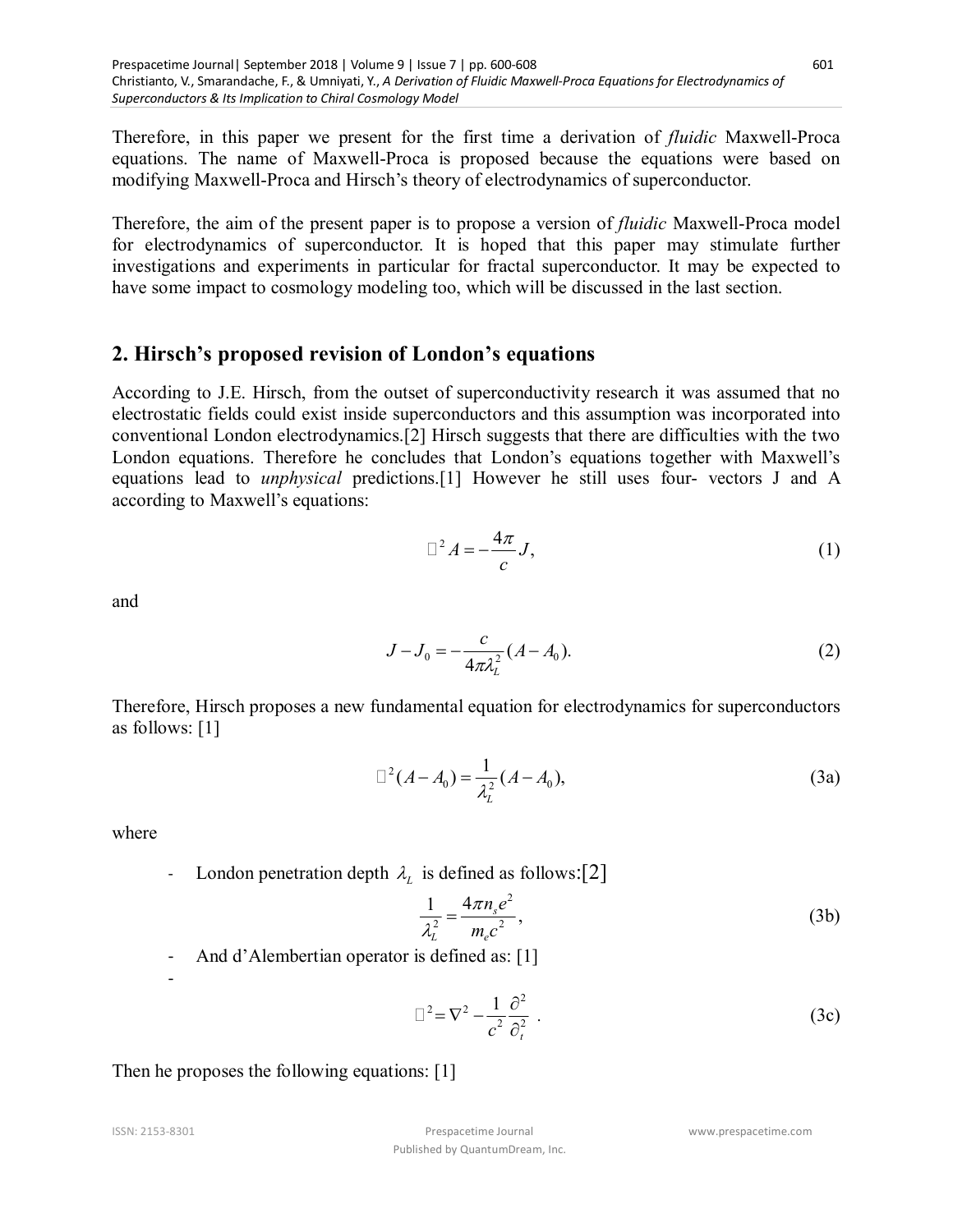Therefore, in this paper we present for the first time a derivation of *fluidic* Maxwell-Proca equations. The name of Maxwell-Proca is proposed because the equations were based on modifying Maxwell-Proca and Hirsch's theory of electrodynamics of superconductor.

Therefore, the aim of the present paper is to propose a version of *fluidic* Maxwell-Proca model for electrodynamics of superconductor. It is hoped that this paper may stimulate further investigations and experiments in particular for fractal superconductor. It may be expected to have some impact to cosmology modeling too, which will be discussed in the last section.

## 2. Hirsch's proposed revision of London's equations

According to J.E. Hirsch, from the outset of superconductivity research it was assumed that no electrostatic fields could exist inside superconductors and this assumption was incorporated into conventional London electrodynamics.[2] Hirsch suggests that there are difficulties with the two London equations. Therefore he concludes that London's equations together with Maxwell's equations lead to *unphysical* predictions.[1] However he still uses four- vectors J and A according to Maxwell's equations:

$$\Box^2 A = -\frac{4\pi}{c} J, \tag{1}$$

and

$$J - J_0 = -\frac{c}{4\pi\lambda_L^2}(A - A_0). \tag{2}$$

Therefore, Hirsch proposes a new fundamental equation for electrodynamics for superconductors as follows: [1]

$$\Box^2 (A - A_0) = \frac{1}{\lambda_L^2}(A - A_0), \tag{3a}$$

where

- London penetration depth $\lambda_L$ is defined as follows:[2]

$$\frac{1}{\lambda_L^2} = \frac{4\pi n_s e^2}{m_e c^2}, \tag{3b}$$

- And d'Alembertian operator is defined as: [1]

$$\Box^2 = \nabla^2 - \frac{1}{c^2}\frac{\partial^2}{\partial_t^2} \ . \tag{3c}$$

Then he proposes the following equations: [1]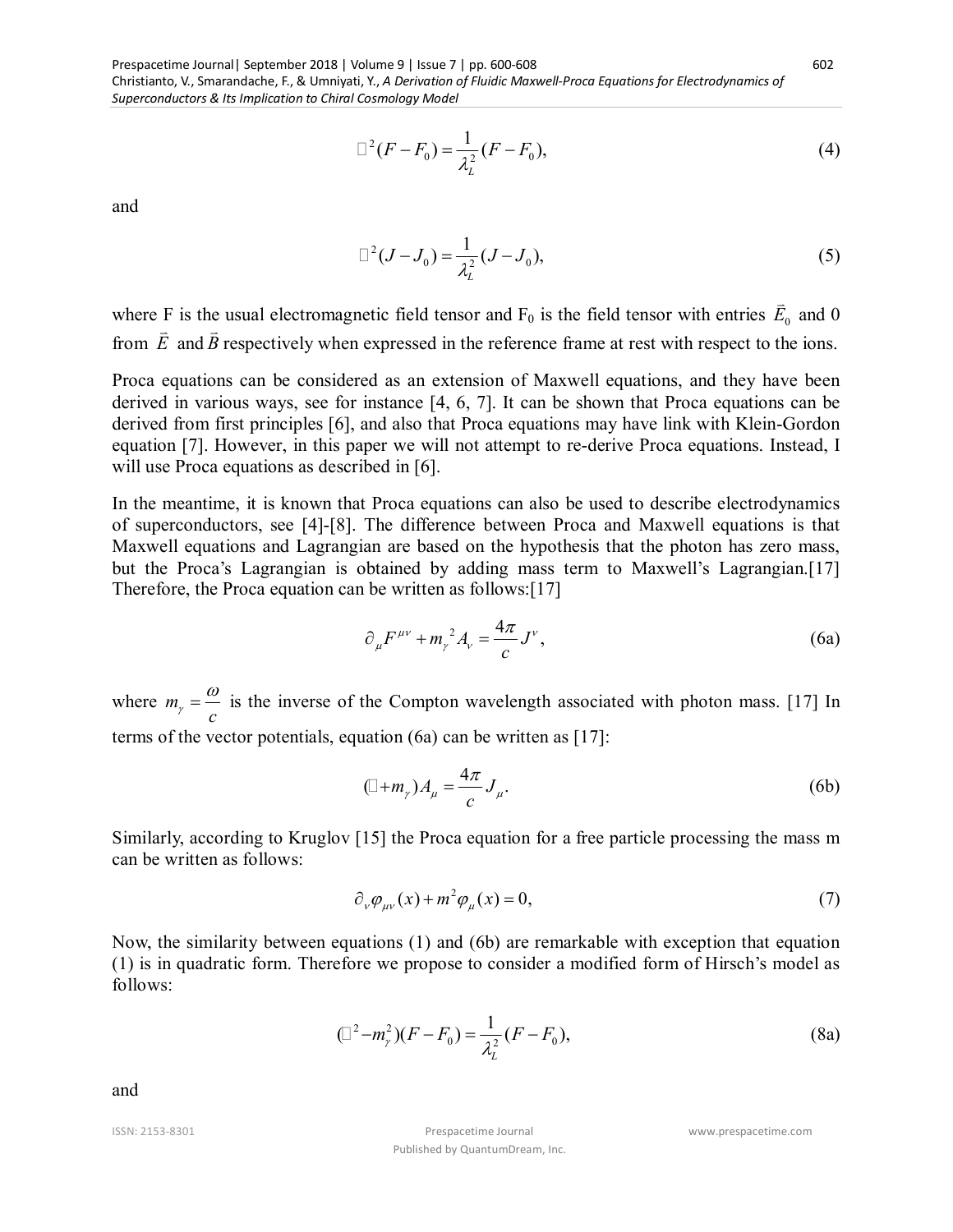$$\Box^2(F - F_0) = \frac{1}{\lambda_L^2}(F - F_0), \tag{4}$$

and

$$\Box^2(J - J_0) = \frac{1}{\lambda_L^2}(J - J_0), \tag{5}$$

where F is the usual electromagnetic field tensor and $F_0$ is the field tensor with entries $\vec{E}_0$ and 0 from $\vec{E}$ and $\vec{B}$ respectively when expressed in the reference frame at rest with respect to the ions.

Proca equations can be considered as an extension of Maxwell equations, and they have been derived in various ways, see for instance [4, 6, 7]. It can be shown that Proca equations can be derived from first principles [6], and also that Proca equations may have link with Klein-Gordon equation [7]. However, in this paper we will not attempt to re-derive Proca equations. Instead, I will use Proca equations as described in [6].

In the meantime, it is known that Proca equations can also be used to describe electrodynamics of superconductors, see [4]-[8]. The difference between Proca and Maxwell equations is that Maxwell equations and Lagrangian are based on the hypothesis that the photon has zero mass, but the Proca's Lagrangian is obtained by adding mass term to Maxwell's Lagrangian.[17] Therefore, the Proca equation can be written as follows:[17]

$$\partial_\mu F^{\mu\nu} + m_\gamma^{\ 2} A_\nu = \frac{4\pi}{c} J^\nu, \tag{6a}$$

where $m_\gamma = \dfrac{\omega}{c}$ is the inverse of the Compton wavelength associated with photon mass. [17] In terms of the vector potentials, equation (6a) can be written as [17]:

$$(\Box + m_\gamma) A_\mu = \frac{4\pi}{c} J_\mu. \tag{6b}$$

Similarly, according to Kruglov [15] the Proca equation for a free particle processing the mass m can be written as follows:

$$\partial_\nu \varphi_{\mu\nu}(x) + m^2 \varphi_\mu(x) = 0, \tag{7}$$

Now, the similarity between equations (1) and (6b) are remarkable with exception that equation (1) is in quadratic form. Therefore we propose to consider a modified form of Hirsch's model as follows:

$$(\Box^2 - m_\gamma^2)(F - F_0) = \frac{1}{\lambda_L^2}(F - F_0), \tag{8a}$$

and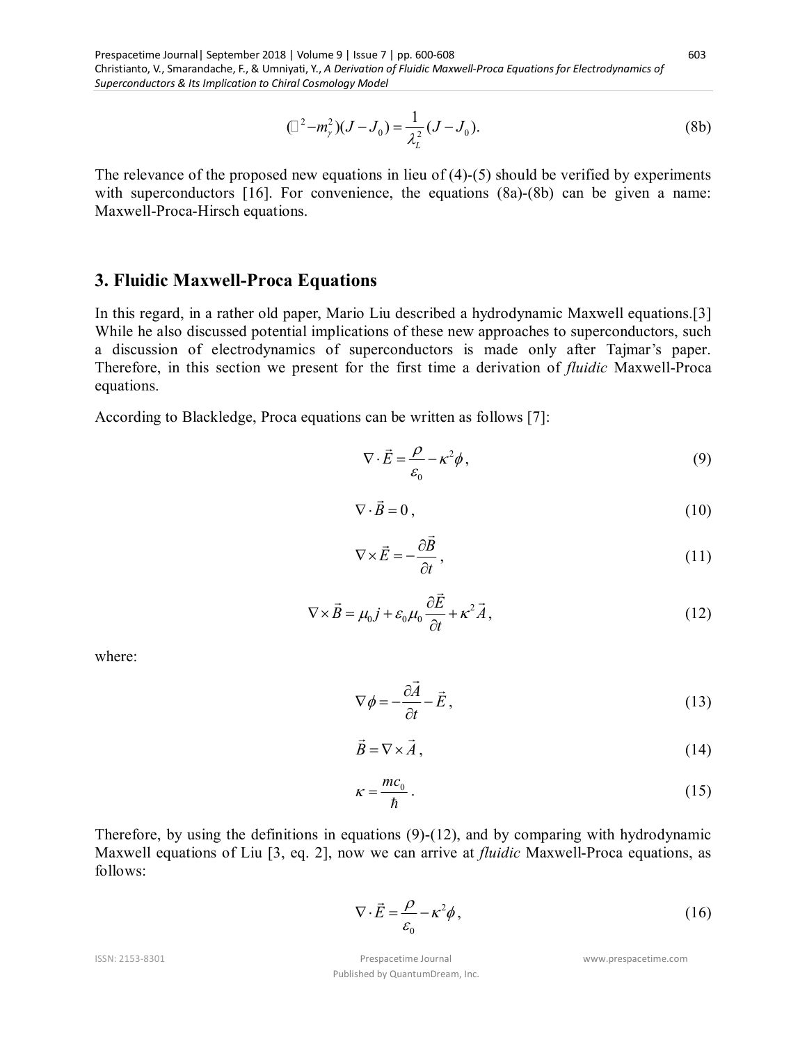$$(\square^2 - m_\gamma^2)(J - J_0) = \frac{1}{\lambda_L^2}(J - J_0). \tag{8b}$$

The relevance of the proposed new equations in lieu of (4)-(5) should be verified by experiments with superconductors [16]. For convenience, the equations (8a)-(8b) can be given a name: Maxwell-Proca-Hirsch equations.

## 3. Fluidic Maxwell-Proca Equations

In this regard, in a rather old paper, Mario Liu described a hydrodynamic Maxwell equations.[3] While he also discussed potential implications of these new approaches to superconductors, such a discussion of electrodynamics of superconductors is made only after Tajmar's paper. Therefore, in this section we present for the first time a derivation of *fluidic* Maxwell-Proca equations.

According to Blackledge, Proca equations can be written as follows [7]:

$$\nabla \cdot \vec{E} = \frac{\rho}{\varepsilon_0} - \kappa^2 \phi, \tag{9}$$

$$\nabla \cdot \vec{B} = 0, \tag{10}$$

$$\nabla \times \vec{E} = -\frac{\partial \vec{B}}{\partial t}, \tag{11}$$

$$\nabla \times \vec{B} = \mu_0 j + \varepsilon_0 \mu_0 \frac{\partial \vec{E}}{\partial t} + \kappa^2 \vec{A}, \tag{12}$$

where:

$$\nabla \phi = -\frac{\partial \vec{A}}{\partial t} - \vec{E}, \tag{13}$$

$$\vec{B} = \nabla \times \vec{A}, \tag{14}$$

$$\kappa = \frac{mc_0}{\hbar}. \tag{15}$$

Therefore, by using the definitions in equations (9)-(12), and by comparing with hydrodynamic Maxwell equations of Liu [3, eq. 2], now we can arrive at *fluidic* Maxwell-Proca equations, as follows:

$$\nabla \cdot \vec{E} = \frac{\rho}{\varepsilon_0} - \kappa^2 \phi, \tag{16}$$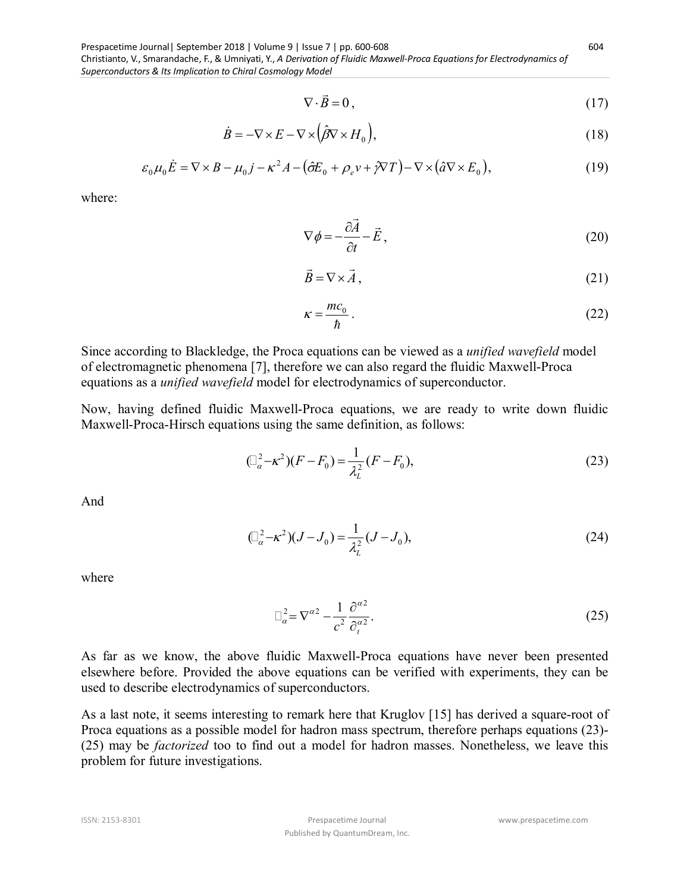$$\nabla \cdot \vec{B} = 0 \, , \tag{17}$$

$$\dot{B} = -\nabla \times E - \nabla \times \left( \hat{\beta} \nabla \times H_0 \right), \tag{18}$$

$$\varepsilon_0 \mu_0 \dot{E} = \nabla \times B - \mu_0 j - \kappa^2 A - \left( \hat{\sigma} E_0 + \rho_e v + \hat{\gamma} \nabla T \right) - \nabla \times \left( \hat{a} \nabla \times E_0 \right), \tag{19}$$

where:

$$\nabla \phi = -\frac{\partial \vec{A}}{\partial t} - \vec{E} \, , \tag{20}$$

$$\vec{B} = \nabla \times \vec{A} \, , \tag{21}$$

$$\kappa = \frac{m c_0}{\hbar} \, . \tag{22}$$

Since according to Blackledge, the Proca equations can be viewed as a *unified wavefield* model of electromagnetic phenomena [7], therefore we can also regard the fluidic Maxwell-Proca equations as a *unified wavefield* model for electrodynamics of superconductor.

Now, having defined fluidic Maxwell-Proca equations, we are ready to write down fluidic Maxwell-Proca-Hirsch equations using the same definition, as follows:

$$(\square_\alpha^2 - \kappa^2)(F - F_0) = \frac{1}{\lambda_L^2}(F - F_0), \tag{23}$$

And

$$(\square_\alpha^2 - \kappa^2)(J - J_0) = \frac{1}{\lambda_L^2}(J - J_0), \tag{24}$$

where

$$\square_\alpha^2 = \nabla^{\alpha 2} - \frac{1}{c^2} \frac{\partial^{\alpha 2}}{\partial_t^{\alpha 2}} . \tag{25}$$

As far as we know, the above fluidic Maxwell-Proca equations have never been presented elsewhere before. Provided the above equations can be verified with experiments, they can be used to describe electrodynamics of superconductors.

As a last note, it seems interesting to remark here that Kruglov [15] has derived a square-root of Proca equations as a possible model for hadron mass spectrum, therefore perhaps equations (23)-(25) may be *factorized* too to find out a model for hadron masses. Nonetheless, we leave this problem for future investigations.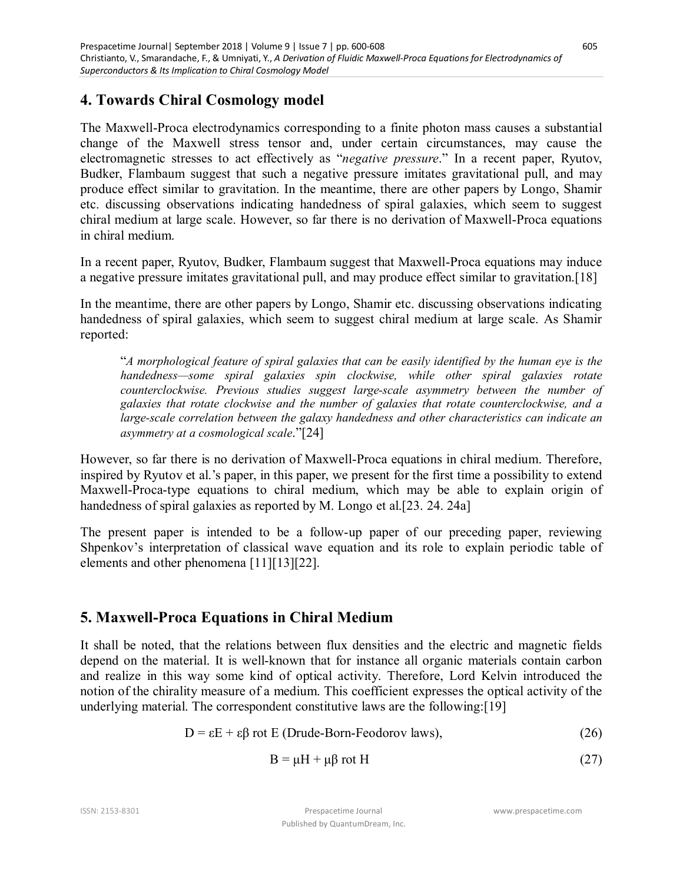## 4. Towards Chiral Cosmology model

The Maxwell-Proca electrodynamics corresponding to a finite photon mass causes a substantial change of the Maxwell stress tensor and, under certain circumstances, may cause the electromagnetic stresses to act effectively as "*negative pressure*." In a recent paper, Ryutov, Budker, Flambaum suggest that such a negative pressure imitates gravitational pull, and may produce effect similar to gravitation. In the meantime, there are other papers by Longo, Shamir etc. discussing observations indicating handedness of spiral galaxies, which seem to suggest chiral medium at large scale. However, so far there is no derivation of Maxwell-Proca equations in chiral medium.

In a recent paper, Ryutov, Budker, Flambaum suggest that Maxwell-Proca equations may induce a negative pressure imitates gravitational pull, and may produce effect similar to gravitation.[18]

In the meantime, there are other papers by Longo, Shamir etc. discussing observations indicating handedness of spiral galaxies, which seem to suggest chiral medium at large scale. As Shamir reported:

> "*A morphological feature of spiral galaxies that can be easily identified by the human eye is the handedness—some spiral galaxies spin clockwise, while other spiral galaxies rotate counterclockwise. Previous studies suggest large-scale asymmetry between the number of galaxies that rotate clockwise and the number of galaxies that rotate counterclockwise, and a large-scale correlation between the galaxy handedness and other characteristics can indicate an asymmetry at a cosmological scale*."[24]

However, so far there is no derivation of Maxwell-Proca equations in chiral medium. Therefore, inspired by Ryutov et al.'s paper, in this paper, we present for the first time a possibility to extend Maxwell-Proca-type equations to chiral medium, which may be able to explain origin of handedness of spiral galaxies as reported by M. Longo et al.[23. 24. 24a]

The present paper is intended to be a follow-up paper of our preceding paper, reviewing Shpenkov's interpretation of classical wave equation and its role to explain periodic table of elements and other phenomena [11][13][22].

## 5. Maxwell-Proca Equations in Chiral Medium

It shall be noted, that the relations between flux densities and the electric and magnetic fields depend on the material. It is well-known that for instance all organic materials contain carbon and realize in this way some kind of optical activity. Therefore, Lord Kelvin introduced the notion of the chirality measure of a medium. This coefficient expresses the optical activity of the underlying material. The correspondent constitutive laws are the following:[19]

$$D = \varepsilon E + \varepsilon\beta \operatorname{rot} E \text{ (Drude-Born-Feodorov laws)}, \tag{26}$$

$$B = \mu H + \mu\beta \operatorname{rot} H \tag{27}$$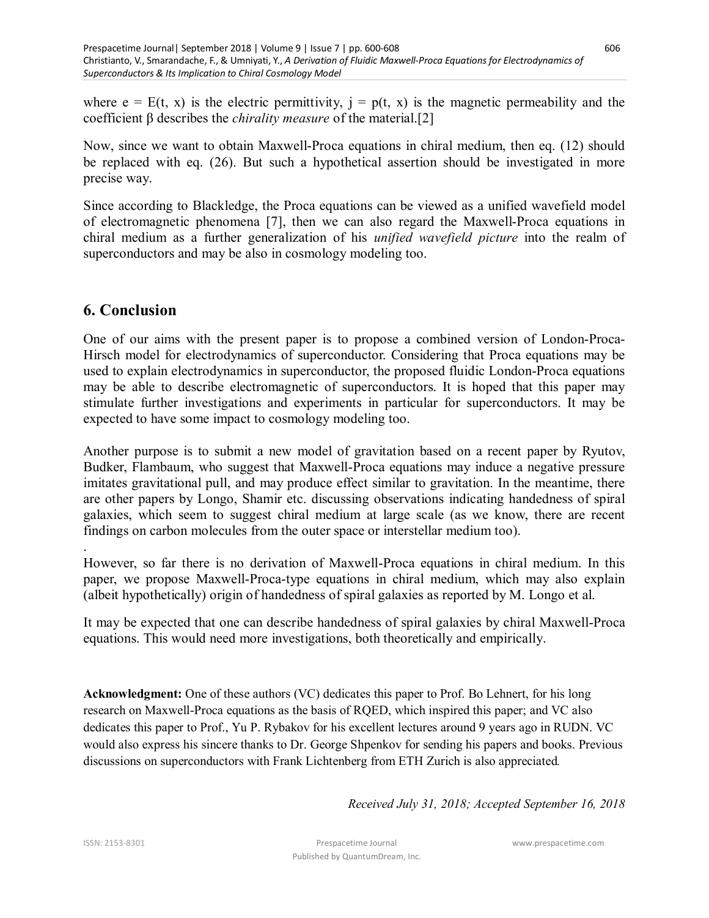where e = E(t, x) is the electric permittivity, j = p(t, x) is the magnetic permeability and the coefficient β describes the *chirality measure* of the material.[2]

Now, since we want to obtain Maxwell-Proca equations in chiral medium, then eq. (12) should be replaced with eq. (26). But such a hypothetical assertion should be investigated in more precise way.

Since according to Blackledge, the Proca equations can be viewed as a unified wavefield model of electromagnetic phenomena [7], then we can also regard the Maxwell-Proca equations in chiral medium as a further generalization of his *unified wavefield picture* into the realm of superconductors and may be also in cosmology modeling too.

## 6. Conclusion

One of our aims with the present paper is to propose a combined version of London-Proca-Hirsch model for electrodynamics of superconductor. Considering that Proca equations may be used to explain electrodynamics in superconductor, the proposed fluidic London-Proca equations may be able to describe electromagnetic of superconductors. It is hoped that this paper may stimulate further investigations and experiments in particular for superconductors. It may be expected to have some impact to cosmology modeling too.

Another purpose is to submit a new model of gravitation based on a recent paper by Ryutov, Budker, Flambaum, who suggest that Maxwell-Proca equations may induce a negative pressure imitates gravitational pull, and may produce effect similar to gravitation. In the meantime, there are other papers by Longo, Shamir etc. discussing observations indicating handedness of spiral galaxies, which seem to suggest chiral medium at large scale (as we know, there are recent findings on carbon molecules from the outer space or interstellar medium too).

.

However, so far there is no derivation of Maxwell-Proca equations in chiral medium. In this paper, we propose Maxwell-Proca-type equations in chiral medium, which may also explain (albeit hypothetically) origin of handedness of spiral galaxies as reported by M. Longo et al.

It may be expected that one can describe handedness of spiral galaxies by chiral Maxwell-Proca equations. This would need more investigations, both theoretically and empirically.

**Acknowledgment:** One of these authors (VC) dedicates this paper to Prof. Bo Lehnert, for his long research on Maxwell-Proca equations as the basis of RQED, which inspired this paper; and VC also dedicates this paper to Prof., Yu P. Rybakov for his excellent lectures around 9 years ago in RUDN. VC would also express his sincere thanks to Dr. George Shpenkov for sending his papers and books. Previous discussions on superconductors with Frank Lichtenberg from ETH Zurich is also appreciated.

*Received July 31, 2018; Accepted September 16, 2018*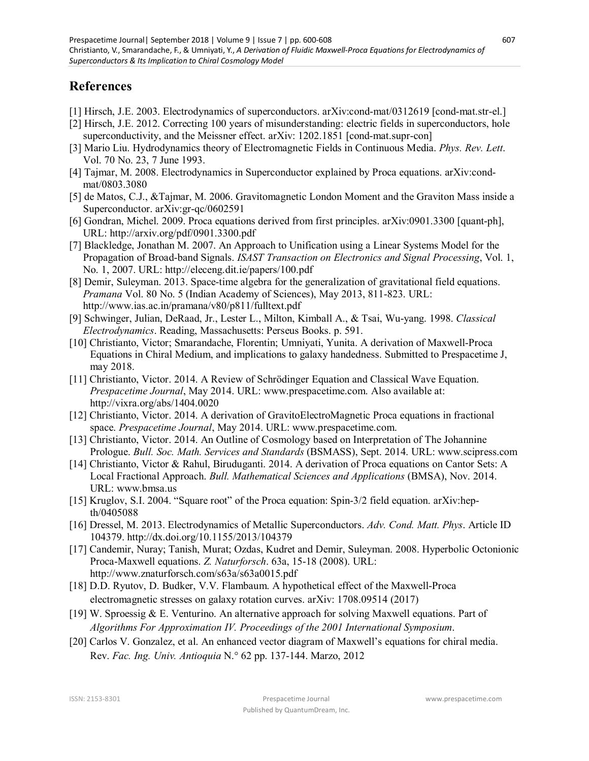# References

[1] Hirsch, J.E. 2003. Electrodynamics of superconductors. arXiv:cond-mat/0312619 [cond-mat.str-el.]

[2] Hirsch, J.E. 2012. Correcting 100 years of misunderstanding: electric fields in superconductors, hole superconductivity, and the Meissner effect. arXiv: 1202.1851 [cond-mat.supr-con]

[3] Mario Liu. Hydrodynamics theory of Electromagnetic Fields in Continuous Media. *Phys. Rev. Lett.* Vol. 70 No. 23, 7 June 1993.

[4] Tajmar, M. 2008. Electrodynamics in Superconductor explained by Proca equations. arXiv:cond-mat/0803.3080

[5] de Matos, C.J., &Tajmar, M. 2006. Gravitomagnetic London Moment and the Graviton Mass inside a Superconductor. arXiv:gr-qc/0602591

[6] Gondran, Michel. 2009. Proca equations derived from first principles. arXiv:0901.3300 [quant-ph], URL: http://arxiv.org/pdf/0901.3300.pdf

[7] Blackledge, Jonathan M. 2007. An Approach to Unification using a Linear Systems Model for the Propagation of Broad-band Signals. *ISAST Transaction on Electronics and Signal Processing*, Vol. 1, No. 1, 2007. URL: http://eleceng.dit.ie/papers/100.pdf

[8] Demir, Suleyman. 2013. Space-time algebra for the generalization of gravitational field equations. *Pramana* Vol. 80 No. 5 (Indian Academy of Sciences), May 2013, 811-823. URL: http://www.ias.ac.in/pramana/v80/p811/fulltext.pdf

[9] Schwinger, Julian, DeRaad, Jr., Lester L., Milton, Kimball A., & Tsai, Wu-yang. 1998. *Classical Electrodynamics*. Reading, Massachusetts: Perseus Books. p. 591.

[10] Christianto, Victor; Smarandache, Florentin; Umniyati, Yunita. A derivation of Maxwell-Proca Equations in Chiral Medium, and implications to galaxy handedness. Submitted to Prespacetime J, may 2018.

[11] Christianto, Victor. 2014. A Review of Schrödinger Equation and Classical Wave Equation. *Prespacetime Journal*, May 2014. URL: www.prespacetime.com. Also available at: http://vixra.org/abs/1404.0020

[12] Christianto, Victor. 2014. A derivation of GravitoElectroMagnetic Proca equations in fractional space. *Prespacetime Journal*, May 2014. URL: www.prespacetime.com.

[13] Christianto, Victor. 2014. An Outline of Cosmology based on Interpretation of The Johannine Prologue. *Bull. Soc. Math. Services and Standards* (BSMASS), Sept. 2014. URL: www.scipress.com

[14] Christianto, Victor & Rahul, Biruduganti. 2014. A derivation of Proca equations on Cantor Sets: A Local Fractional Approach. *Bull. Mathematical Sciences and Applications* (BMSA), Nov. 2014. URL: www.bmsa.us

[15] Kruglov, S.I. 2004. "Square root" of the Proca equation: Spin-3/2 field equation. arXiv:hep-th/0405088

[16] Dressel, M. 2013. Electrodynamics of Metallic Superconductors. *Adv. Cond. Matt. Phys*. Article ID 104379. http://dx.doi.org/10.1155/2013/104379

[17] Candemir, Nuray; Tanish, Murat; Ozdas, Kudret and Demir, Suleyman. 2008. Hyperbolic Octonionic Proca-Maxwell equations. *Z. Naturforsch*. 63a, 15-18 (2008). URL: http://www.znaturforsch.com/s63a/s63a0015.pdf

[18] D.D. Ryutov, D. Budker, V.V. Flambaum. A hypothetical effect of the Maxwell-Proca electromagnetic stresses on galaxy rotation curves. arXiv: 1708.09514 (2017)

[19] W. Sproessig & E. Venturino. An alternative approach for solving Maxwell equations. Part of *Algorithms For Approximation IV. Proceedings of the 2001 International Symposium*.

[20] Carlos V. Gonzalez, et al. An enhanced vector diagram of Maxwell's equations for chiral media. Rev. *Fac. Ing. Univ. Antioquia* N.° 62 pp. 137-144. Marzo, 2012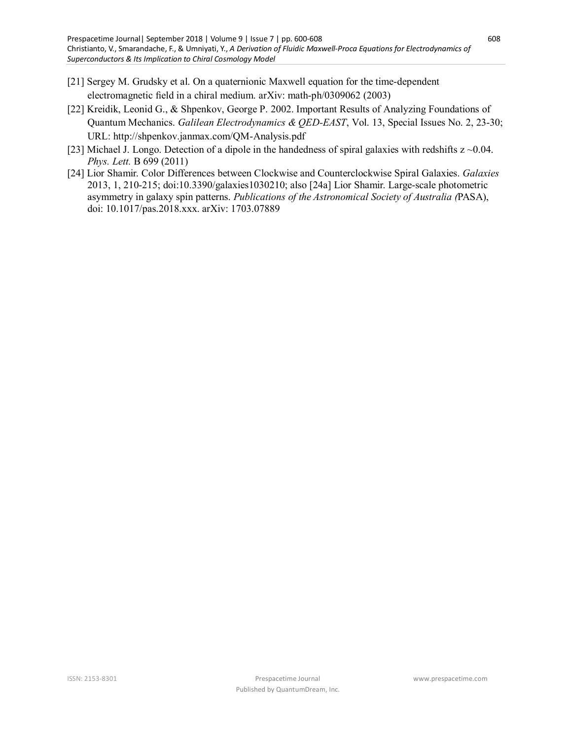[21] Sergey M. Grudsky et al. On a quaternionic Maxwell equation for the time-dependent electromagnetic field in a chiral medium. arXiv: math-ph/0309062 (2003)

[22] Kreidik, Leonid G., & Shpenkov, George P. 2002. Important Results of Analyzing Foundations of Quantum Mechanics. *Galilean Electrodynamics & QED-EAST*, Vol. 13, Special Issues No. 2, 23-30; URL: http://shpenkov.janmax.com/QM-Analysis.pdf

[23] Michael J. Longo. Detection of a dipole in the handedness of spiral galaxies with redshifts z ~0.04. *Phys. Lett.* B 699 (2011)

[24] Lior Shamir. Color Differences between Clockwise and Counterclockwise Spiral Galaxies. *Galaxies* 2013, 1, 210-215; doi:10.3390/galaxies1030210; also [24a] Lior Shamir. Large-scale photometric asymmetry in galaxy spin patterns. *Publications of the Astronomical Society of Australia (*PASA), doi: 10.1017/pas.2018.xxx. arXiv: 1703.07889